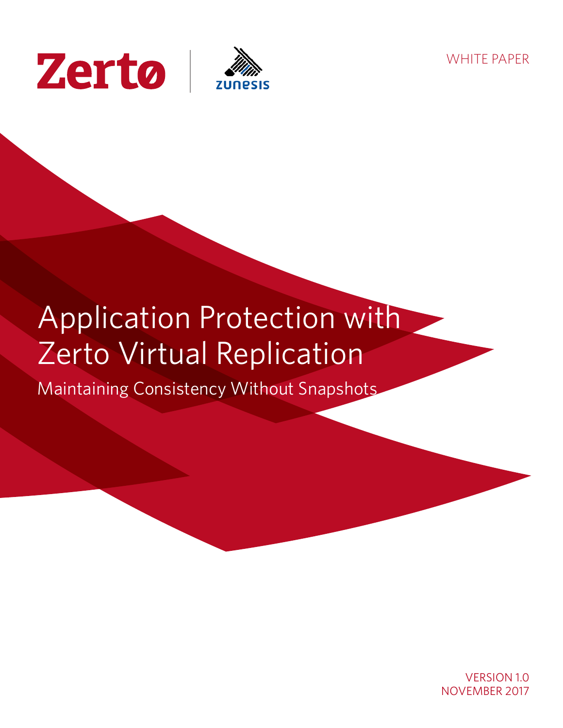Zerto | zunesis

WHITE PAPER

# Application Protection with Zerto Virtual Replication

## Maintaining Consistency Without Snapshots

VERSION 1.0
NOVEMBER 2017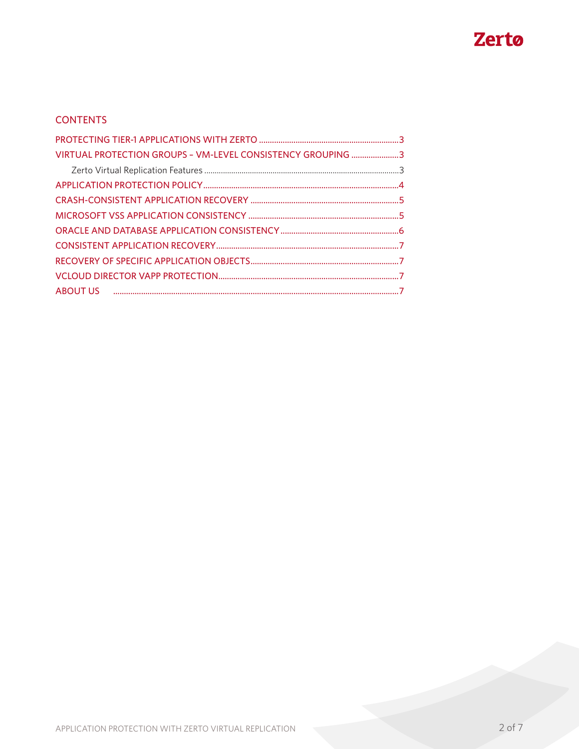## CONTENTS

PROTECTING TIER-1 APPLICATIONS WITH ZERTO ........................................................................3

VIRTUAL PROTECTION GROUPS – VM-LEVEL CONSISTENCY GROUPING ........................3

- Zerto Virtual Replication Features ...........................................................................................3

APPLICATION PROTECTION POLICY..........................................................................................4

CRASH-CONSISTENT APPLICATION RECOVERY .....................................................................5

MICROSOFT VSS APPLICATION CONSISTENCY ......................................................................5

ORACLE AND DATABASE APPLICATION CONSISTENCY.......................................................6

CONSISTENT APPLICATION RECOVERY....................................................................................7

RECOVERY OF SPECIFIC APPLICATION OBJECTS.....................................................................7

VCLOUD DIRECTOR VAPP PROTECTION....................................................................................7

ABOUT US .......................................................................................................................................7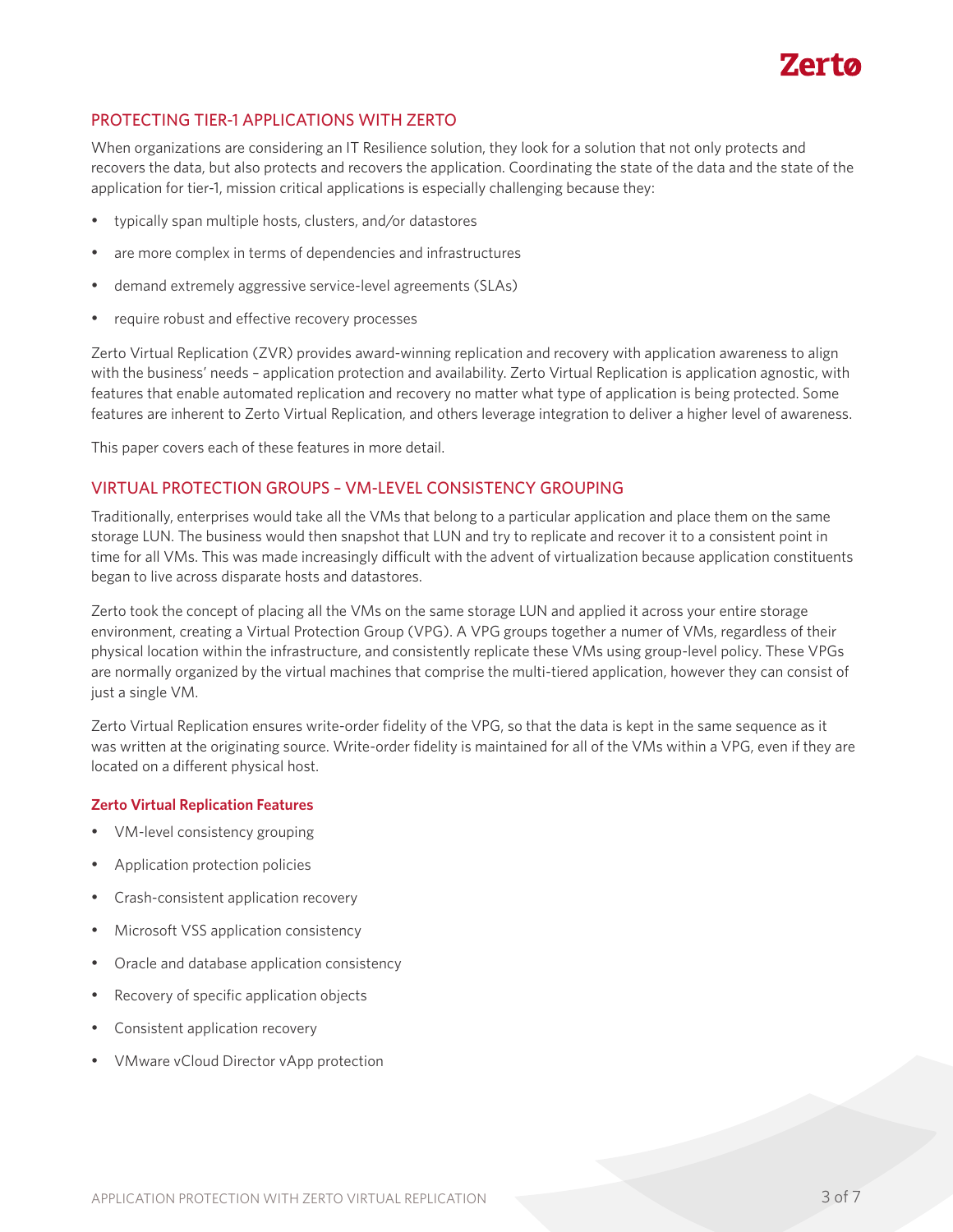## PROTECTING TIER-1 APPLICATIONS WITH ZERTO

When organizations are considering an IT Resilience solution, they look for a solution that not only protects and recovers the data, but also protects and recovers the application. Coordinating the state of the data and the state of the application for tier-1, mission critical applications is especially challenging because they:

- typically span multiple hosts, clusters, and/or datastores
- are more complex in terms of dependencies and infrastructures
- demand extremely aggressive service-level agreements (SLAs)
- require robust and effective recovery processes

Zerto Virtual Replication (ZVR) provides award-winning replication and recovery with application awareness to align with the business' needs – application protection and availability. Zerto Virtual Replication is application agnostic, with features that enable automated replication and recovery no matter what type of application is being protected. Some features are inherent to Zerto Virtual Replication, and others leverage integration to deliver a higher level of awareness.

This paper covers each of these features in more detail.

## VIRTUAL PROTECTION GROUPS – VM-LEVEL CONSISTENCY GROUPING

Traditionally, enterprises would take all the VMs that belong to a particular application and place them on the same storage LUN. The business would then snapshot that LUN and try to replicate and recover it to a consistent point in time for all VMs. This was made increasingly difficult with the advent of virtualization because application constituents began to live across disparate hosts and datastores.

Zerto took the concept of placing all the VMs on the same storage LUN and applied it across your entire storage environment, creating a Virtual Protection Group (VPG). A VPG groups together a numer of VMs, regardless of their physical location within the infrastructure, and consistently replicate these VMs using group-level policy. These VPGs are normally organized by the virtual machines that comprise the multi-tiered application, however they can consist of just a single VM.

Zerto Virtual Replication ensures write-order fidelity of the VPG, so that the data is kept in the same sequence as it was written at the originating source. Write-order fidelity is maintained for all of the VMs within a VPG, even if they are located on a different physical host.

**Zerto Virtual Replication Features**

- VM-level consistency grouping
- Application protection policies
- Crash-consistent application recovery
- Microsoft VSS application consistency
- Oracle and database application consistency
- Recovery of specific application objects
- Consistent application recovery
- VMware vCloud Director vApp protection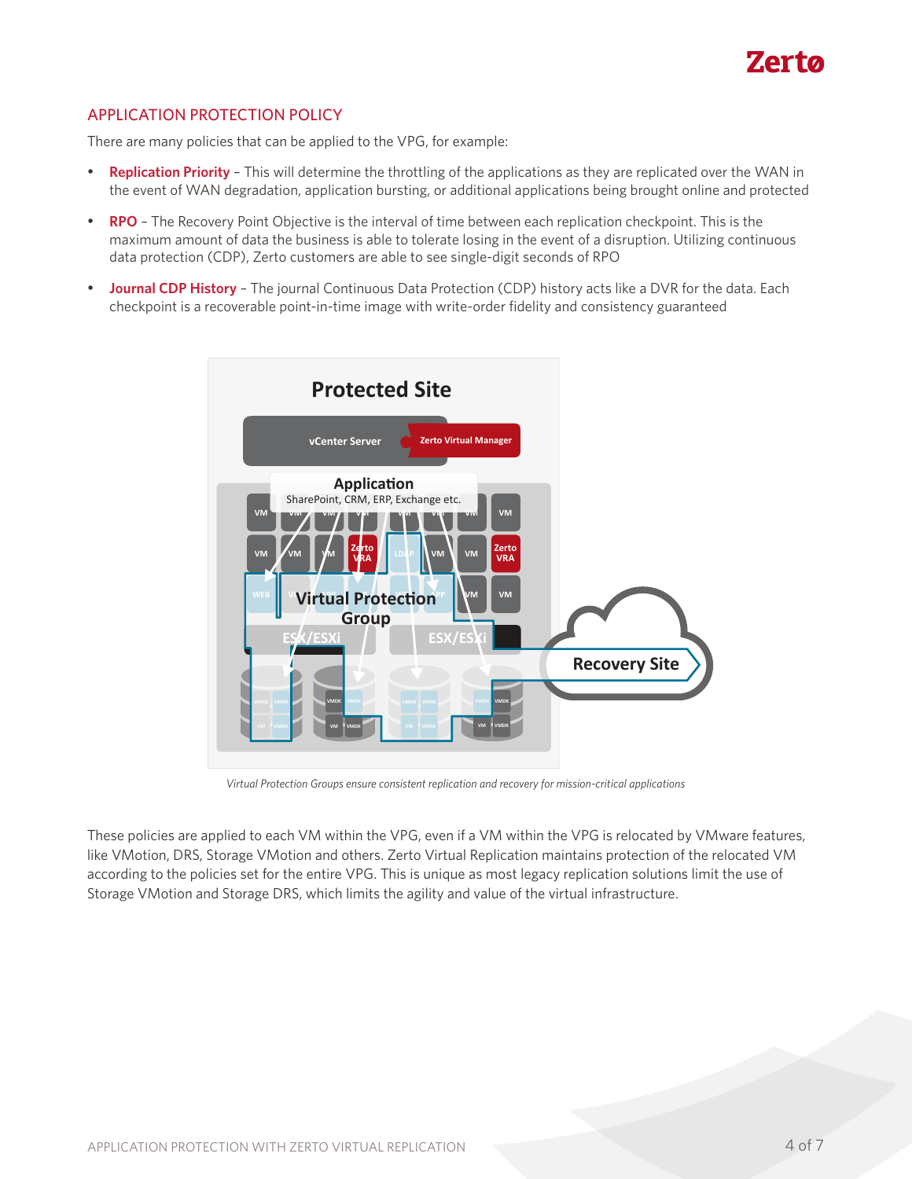## APPLICATION PROTECTION POLICY

There are many policies that can be applied to the VPG, for example:

- **Replication Priority** – This will determine the throttling of the applications as they are replicated over the WAN in the event of WAN degradation, application bursting, or additional applications being brought online and protected
- **RPO** – The Recovery Point Objective is the interval of time between each replication checkpoint. This is the maximum amount of data the business is able to tolerate losing in the event of a disruption. Utilizing continuous data protection (CDP), Zerto customers are able to see single-digit seconds of RPO
- **Journal CDP History** – The journal Continuous Data Protection (CDP) history acts like a DVR for the data. Each checkpoint is a recoverable point-in-time image with write-order fidelity and consistency guaranteed

Protected Site

vCenter Server

Zerto Virtual Manager

Application

SharePoint, CRM, ERP, Exchange etc.

Virtual Protection Group

ESX/ESXi

Recovery Site

*Virtual Protection Groups ensure consistent replication and recovery for mission-critical applications*

These policies are applied to each VM within the VPG, even if a VM within the VPG is relocated by VMware features, like VMotion, DRS, Storage VMotion and others. Zerto Virtual Replication maintains protection of the relocated VM according to the policies set for the entire VPG. This is unique as most legacy replication solutions limit the use of Storage VMotion and Storage DRS, which limits the agility and value of the virtual infrastructure.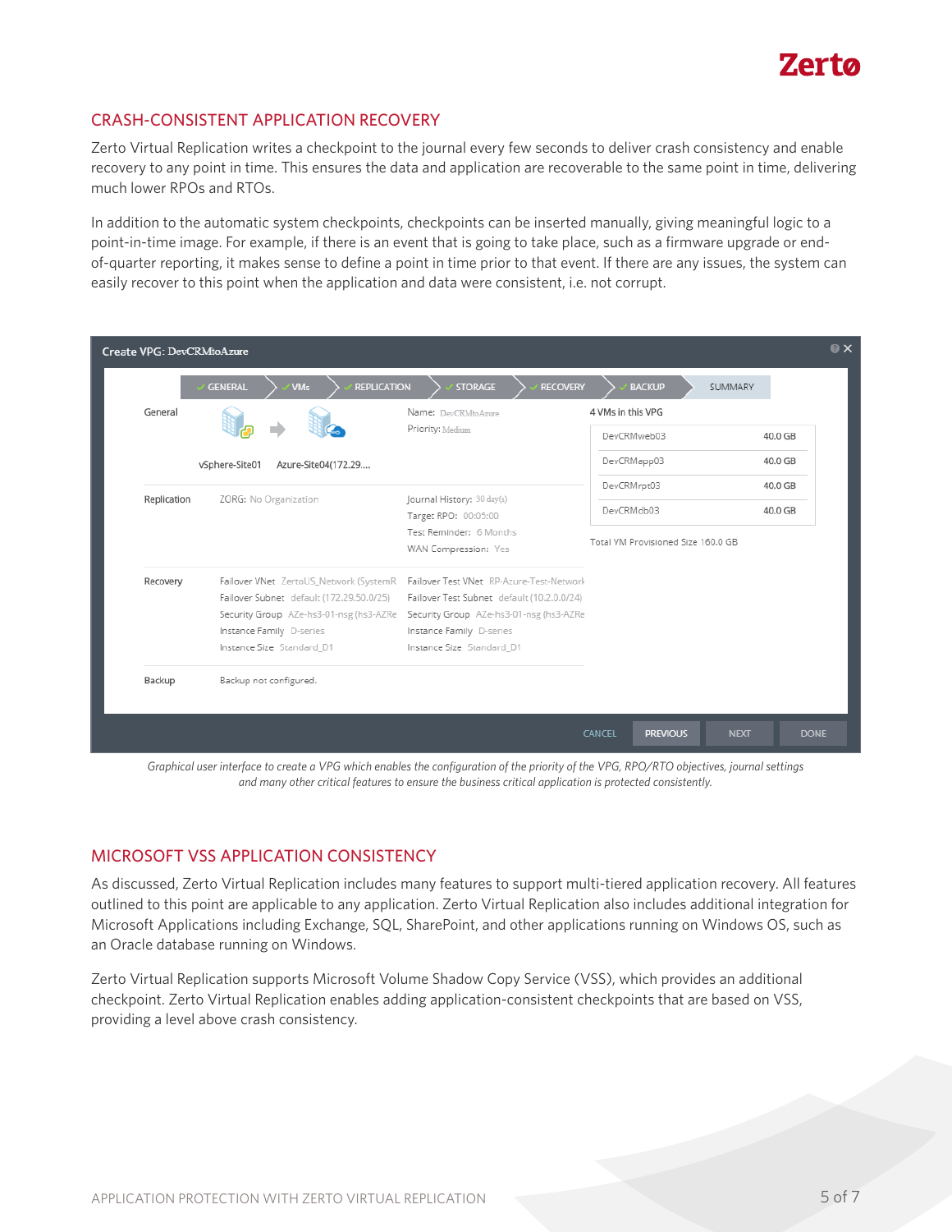## CRASH-CONSISTENT APPLICATION RECOVERY

Zerto Virtual Replication writes a checkpoint to the journal every few seconds to deliver crash consistency and enable recovery to any point in time. This ensures the data and application are recoverable to the same point in time, delivering much lower RPOs and RTOs.

In addition to the automatic system checkpoints, checkpoints can be inserted manually, giving meaningful logic to a point-in-time image. For example, if there is an event that is going to take place, such as a firmware upgrade or end-of-quarter reporting, it makes sense to define a point in time prior to that event. If there are any issues, the system can easily recover to this point when the application and data were consistent, i.e. not corrupt.

*Graphical user interface to create a VPG which enables the configuration of the priority of the VPG, RPO/RTO objectives, journal settings and many other critical features to ensure the business critical application is protected consistently.*

## MICROSOFT VSS APPLICATION CONSISTENCY

As discussed, Zerto Virtual Replication includes many features to support multi-tiered application recovery. All features outlined to this point are applicable to any application. Zerto Virtual Replication also includes additional integration for Microsoft Applications including Exchange, SQL, SharePoint, and other applications running on Windows OS, such as an Oracle database running on Windows.

Zerto Virtual Replication supports Microsoft Volume Shadow Copy Service (VSS), which provides an additional checkpoint. Zerto Virtual Replication enables adding application-consistent checkpoints that are based on VSS, providing a level above crash consistency.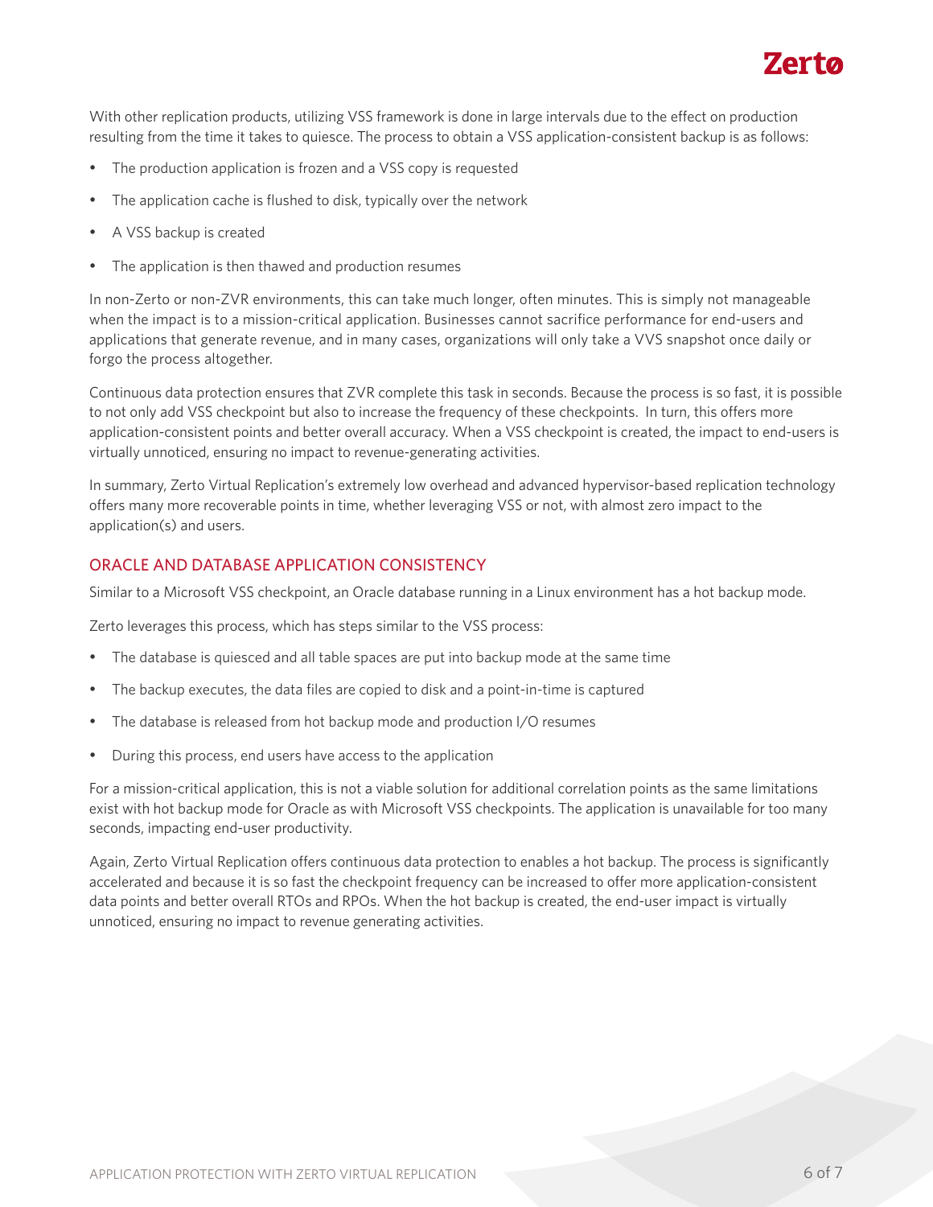With other replication products, utilizing VSS framework is done in large intervals due to the effect on production resulting from the time it takes to quiesce. The process to obtain a VSS application-consistent backup is as follows:

- The production application is frozen and a VSS copy is requested
- The application cache is flushed to disk, typically over the network
- A VSS backup is created
- The application is then thawed and production resumes

In non-Zerto or non-ZVR environments, this can take much longer, often minutes. This is simply not manageable when the impact is to a mission-critical application. Businesses cannot sacrifice performance for end-users and applications that generate revenue, and in many cases, organizations will only take a VVS snapshot once daily or forgo the process altogether.

Continuous data protection ensures that ZVR complete this task in seconds. Because the process is so fast, it is possible to not only add VSS checkpoint but also to increase the frequency of these checkpoints.  In turn, this offers more application-consistent points and better overall accuracy. When a VSS checkpoint is created, the impact to end-users is virtually unnoticed, ensuring no impact to revenue-generating activities.

In summary, Zerto Virtual Replication's extremely low overhead and advanced hypervisor-based replication technology offers many more recoverable points in time, whether leveraging VSS or not, with almost zero impact to the application(s) and users.

## ORACLE AND DATABASE APPLICATION CONSISTENCY

Similar to a Microsoft VSS checkpoint, an Oracle database running in a Linux environment has a hot backup mode.

Zerto leverages this process, which has steps similar to the VSS process:

- The database is quiesced and all table spaces are put into backup mode at the same time
- The backup executes, the data files are copied to disk and a point-in-time is captured
- The database is released from hot backup mode and production I/O resumes
- During this process, end users have access to the application

For a mission-critical application, this is not a viable solution for additional correlation points as the same limitations exist with hot backup mode for Oracle as with Microsoft VSS checkpoints. The application is unavailable for too many seconds, impacting end-user productivity.

Again, Zerto Virtual Replication offers continuous data protection to enables a hot backup. The process is significantly accelerated and because it is so fast the checkpoint frequency can be increased to offer more application-consistent data points and better overall RTOs and RPOs. When the hot backup is created, the end-user impact is virtually unnoticed, ensuring no impact to revenue generating activities.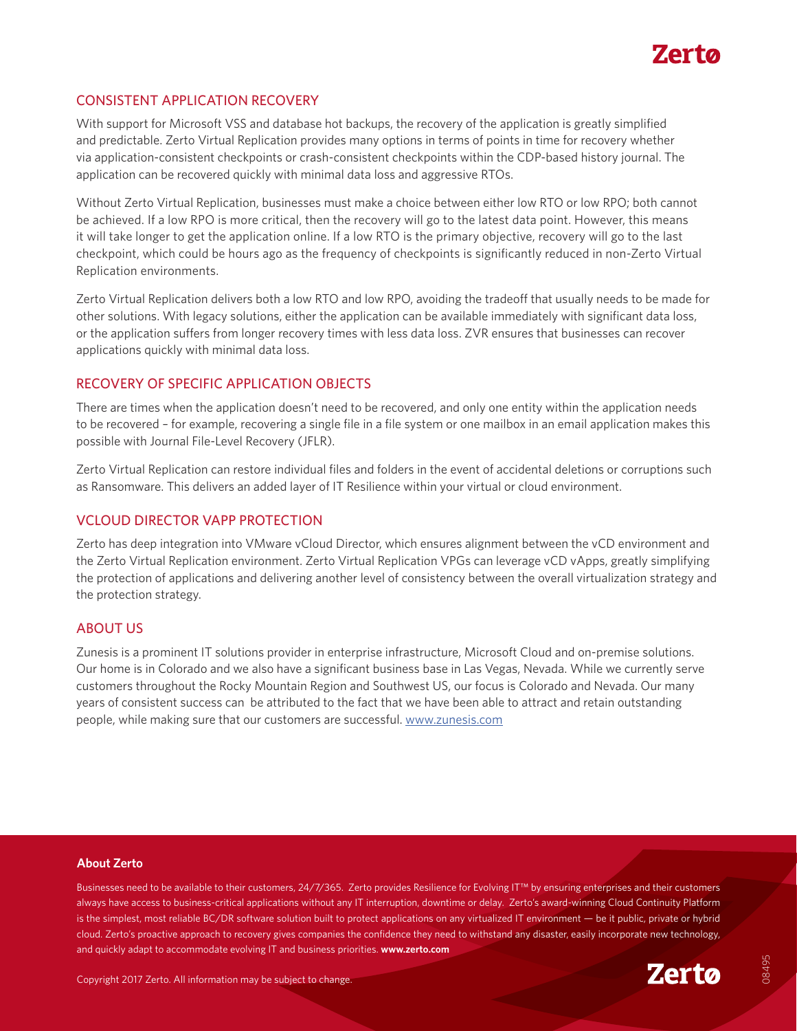## CONSISTENT APPLICATION RECOVERY

With support for Microsoft VSS and database hot backups, the recovery of the application is greatly simplified and predictable. Zerto Virtual Replication provides many options in terms of points in time for recovery whether via application-consistent checkpoints or crash-consistent checkpoints within the CDP-based history journal. The application can be recovered quickly with minimal data loss and aggressive RTOs.

Without Zerto Virtual Replication, businesses must make a choice between either low RTO or low RPO; both cannot be achieved. If a low RPO is more critical, then the recovery will go to the latest data point. However, this means it will take longer to get the application online. If a low RTO is the primary objective, recovery will go to the last checkpoint, which could be hours ago as the frequency of checkpoints is significantly reduced in non-Zerto Virtual Replication environments.

Zerto Virtual Replication delivers both a low RTO and low RPO, avoiding the tradeoff that usually needs to be made for other solutions. With legacy solutions, either the application can be available immediately with significant data loss, or the application suffers from longer recovery times with less data loss. ZVR ensures that businesses can recover applications quickly with minimal data loss.

## RECOVERY OF SPECIFIC APPLICATION OBJECTS

There are times when the application doesn't need to be recovered, and only one entity within the application needs to be recovered – for example, recovering a single file in a file system or one mailbox in an email application makes this possible with Journal File-Level Recovery (JFLR).

Zerto Virtual Replication can restore individual files and folders in the event of accidental deletions or corruptions such as Ransomware. This delivers an added layer of IT Resilience within your virtual or cloud environment.

## VCLOUD DIRECTOR VAPP PROTECTION

Zerto has deep integration into VMware vCloud Director, which ensures alignment between the vCD environment and the Zerto Virtual Replication environment. Zerto Virtual Replication VPGs can leverage vCD vApps, greatly simplifying the protection of applications and delivering another level of consistency between the overall virtualization strategy and the protection strategy.

## ABOUT US

Zunesis is a prominent IT solutions provider in enterprise infrastructure, Microsoft Cloud and on-premise solutions. Our home is in Colorado and we also have a significant business base in Las Vegas, Nevada. While we currently serve customers throughout the Rocky Mountain Region and Southwest US, our focus is Colorado and Nevada. Our many years of consistent success can be attributed to the fact that we have been able to attract and retain outstanding people, while making sure that our customers are successful. www.zunesis.com

**About Zerto**

Businesses need to be available to their customers, 24/7/365. Zerto provides Resilience for Evolving IT™ by ensuring enterprises and their customers always have access to business-critical applications without any IT interruption, downtime or delay. Zerto's award-winning Cloud Continuity Platform is the simplest, most reliable BC/DR software solution built to protect applications on any virtualized IT environment — be it public, private or hybrid cloud. Zerto's proactive approach to recovery gives companies the confidence they need to withstand any disaster, easily incorporate new technology, and quickly adapt to accommodate evolving IT and business priorities. **www.zerto.com**

Copyright 2017 Zerto. All information may be subject to change.

08495